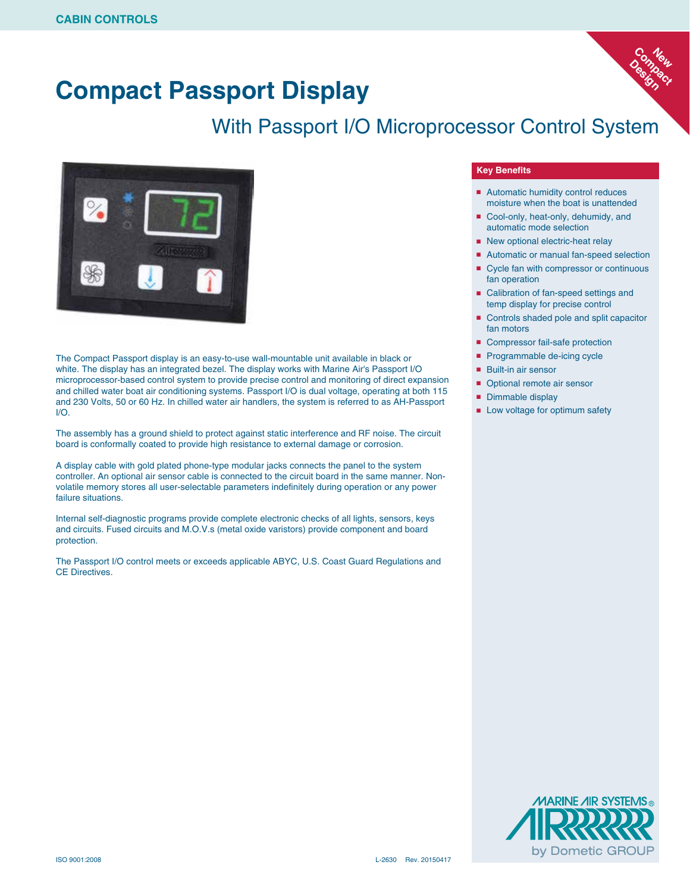CABIN CONTROLS

# Compact Passport Display

## With Passport I/O Microprocessor Control System

New Compact Design

The Compact Passport display is an easy-to-use wall-mountable unit available in black or white. The display has an integrated bezel. The display works with Marine Air's Passport I/O microprocessor-based control system to provide precise control and monitoring of direct expansion and chilled water boat air conditioning systems. Passport I/O is dual voltage, operating at both 115 and 230 Volts, 50 or 60 Hz. In chilled water air handlers, the system is referred to as AH-Passport I/O.

The assembly has a ground shield to protect against static interference and RF noise. The circuit board is conformally coated to provide high resistance to external damage or corrosion.

A display cable with gold plated phone-type modular jacks connects the panel to the system controller. An optional air sensor cable is connected to the circuit board in the same manner. Non-volatile memory stores all user-selectable parameters indefinitely during operation or any power failure situations.

Internal self-diagnostic programs provide complete electronic checks of all lights, sensors, keys and circuits. Fused circuits and M.O.V.s (metal oxide varistors) provide component and board protection.

The Passport I/O control meets or exceeds applicable ABYC, U.S. Coast Guard Regulations and CE Directives.

### Key Benefits

- Automatic humidity control reduces moisture when the boat is unattended
- Cool-only, heat-only, dehumidy, and automatic mode selection
- New optional electric-heat relay
- Automatic or manual fan-speed selection
- Cycle fan with compressor or continuous fan operation
- Calibration of fan-speed settings and temp display for precise control
- Controls shaded pole and split capacitor fan motors
- Compressor fail-safe protection
- Programmable de-icing cycle
- Built-in air sensor
- Optional remote air sensor
- Dimmable display
- Low voltage for optimum safety

MARINE AIR SYSTEMS® by Dometic GROUP

ISO 9001:2008 L-2630 Rev. 20150417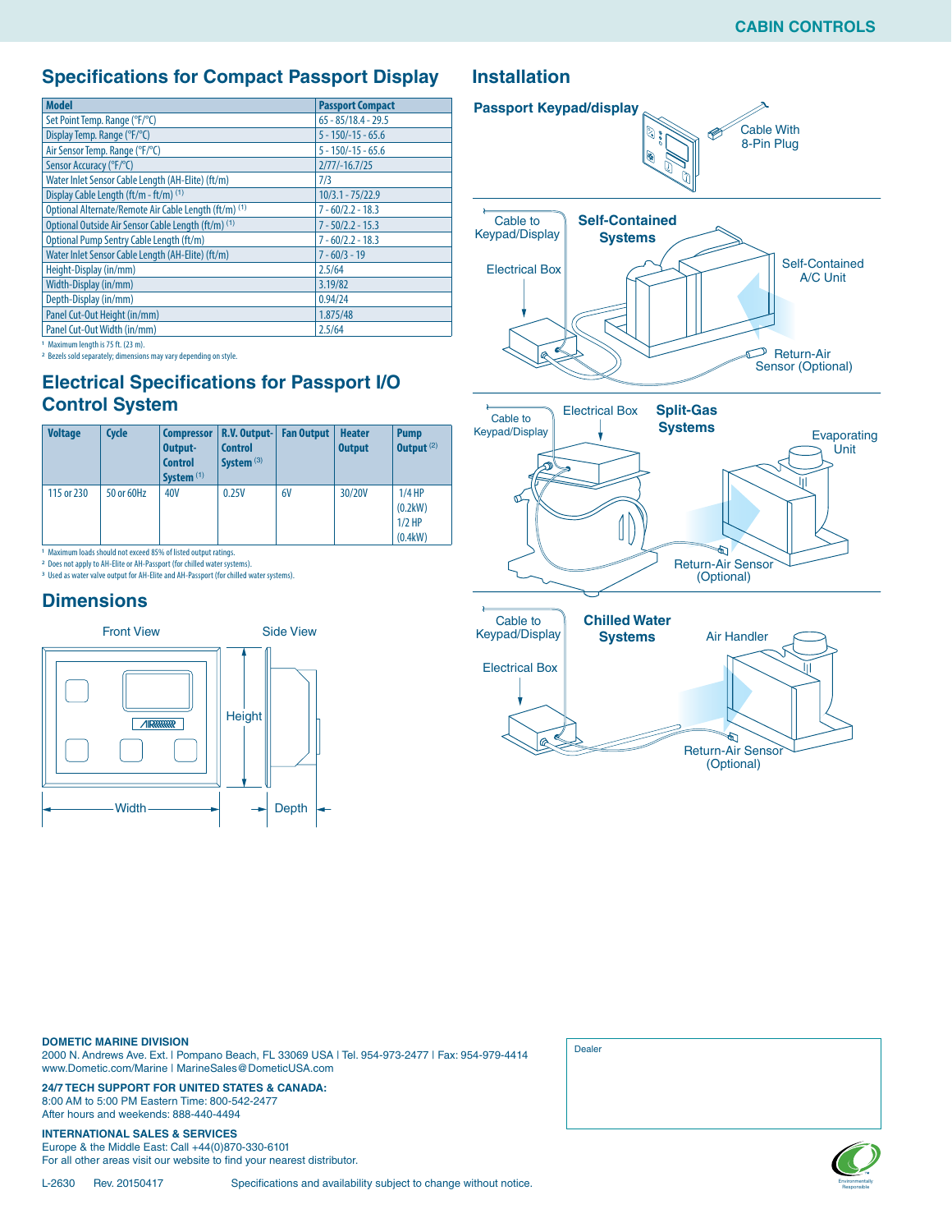## Specifications for Compact Passport Display

| Model | Passport Compact |
|---|---|
| Set Point Temp. Range (°F/°C) | 65 - 85/18.4 - 29.5 |
| Display Temp. Range (°F/°C) | 5 - 150/-15 - 65.6 |
| Air Sensor Temp. Range (°F/°C) | 5 - 150/-15 - 65.6 |
| Sensor Accuracy (°F/°C) | 2/77/-16.7/25 |
| Water Inlet Sensor Cable Length (AH-Elite) (ft/m) | 7/3 |
| Display Cable Length (ft/m - ft/m) [1] | 10/3.1 - 75/22.9 |
| Optional Alternate/Remote Air Cable Length (ft/m) [1] | 7 - 60/2.2 - 18.3 |
| Optional Outside Air Sensor Cable Length (ft/m) [1] | 7 - 50/2.2 - 15.3 |
| Optional Pump Sentry Cable Length (ft/m) | 7 - 60/2.2 - 18.3 |
| Water Inlet Sensor Cable Length (AH-Elite) (ft/m) | 7 - 60/3 - 19 |
| Height-Display (in/mm) | 2.5/64 |
| Width-Display (in/mm) | 3.19/82 |
| Depth-Display (in/mm) | 0.94/24 |
| Panel Cut-Out Height (in/mm) | 1.875/48 |
| Panel Cut-Out Width (in/mm) | 2.5/64 |

[1] Maximum length is 75 ft. (23 m).
[2] Bezels sold separately; dimensions may vary depending on style.

## Electrical Specifications for Passport I/O Control System

| Voltage | Cycle | Compressor Output-Control System [1] | R.V. Output-Control System [3] | Fan Output | Heater Output | Pump Output [2] |
|---|---|---|---|---|---|---|
| 115 or 230 | 50 or 60Hz | 40V | 0.25V | 6V | 30/20V | 1/4 HP (0.2kW) 1/2 HP (0.4kW) |

[1] Maximum loads should not exceed 85% of listed output ratings.
[2] Does not apply to AH-Elite or AH-Passport (for chilled water systems).
[3] Used as water valve output for AH-Elite and AH-Passport (for chilled water systems).

## Dimensions

Front View

Side View

Height

Width

Depth

## Installation

**Passport Keypad/display**

Cable With 8-Pin Plug

**Self-Contained Systems**

Cable to Keypad/Display

Electrical Box

Self-Contained A/C Unit

Return-Air Sensor (Optional)

**Split-Gas Systems**

Cable to Keypad/Display

Electrical Box

Evaporating Unit

Return-Air Sensor (Optional)

**Chilled Water Systems**

Cable to Keypad/Display

Electrical Box

Air Handler

Return-Air Sensor (Optional)

**DOMETIC MARINE DIVISION**
2000 N. Andrews Ave. Ext. | Pompano Beach, FL 33069 USA | Tel. 954-973-2477 | Fax: 954-979-4414
www.Dometic.com/Marine | MarineSales@DometicUSA.com

**24/7 TECH SUPPORT FOR UNITED STATES & CANADA:**
8:00 AM to 5:00 PM Eastern Time: 800-542-2477
After hours and weekends: 888-440-4494

**INTERNATIONAL SALES & SERVICES**
Europe & the Middle East: Call +44(0)870-330-6101
For all other areas visit our website to find your nearest distributor.

Dealer

L-2630 Rev. 20150417 Specifications and availability subject to change without notice.